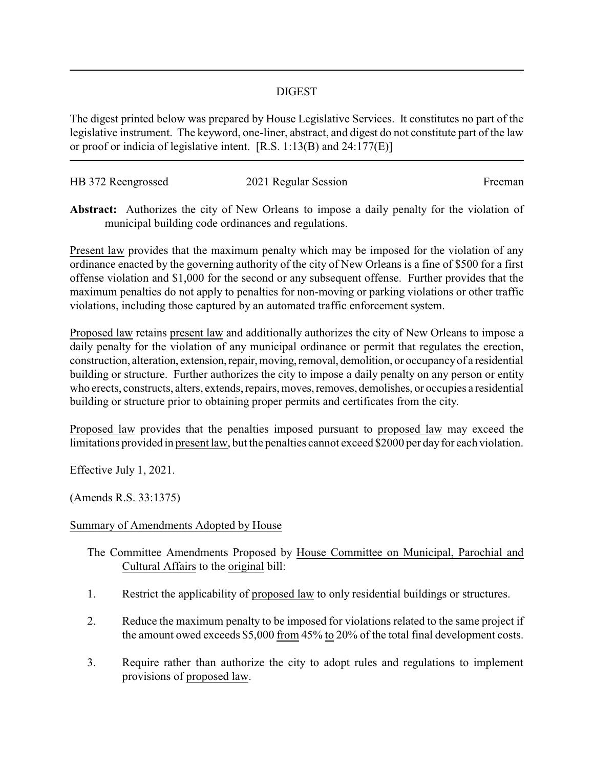## DIGEST

The digest printed below was prepared by House Legislative Services. It constitutes no part of the legislative instrument. The keyword, one-liner, abstract, and digest do not constitute part of the law or proof or indicia of legislative intent. [R.S. 1:13(B) and 24:177(E)]

HB 372 Reengrossed 2021 Regular Session Freeman

**Abstract:** Authorizes the city of New Orleans to impose a daily penalty for the violation of municipal building code ordinances and regulations.

Present law provides that the maximum penalty which may be imposed for the violation of any ordinance enacted by the governing authority of the city of New Orleans is a fine of $500 for a first offense violation and $1,000 for the second or any subsequent offense. Further provides that the maximum penalties do not apply to penalties for non-moving or parking violations or other traffic violations, including those captured by an automated traffic enforcement system.

Proposed law retains present law and additionally authorizes the city of New Orleans to impose a daily penalty for the violation of any municipal ordinance or permit that regulates the erection, construction, alteration, extension, repair, moving, removal, demolition, or occupancy of a residential building or structure. Further authorizes the city to impose a daily penalty on any person or entity who erects, constructs, alters, extends, repairs, moves, removes, demolishes, or occupies a residential building or structure prior to obtaining proper permits and certificates from the city.

Proposed law provides that the penalties imposed pursuant to proposed law may exceed the limitations provided in present law, but the penalties cannot exceed $2000 per day for each violation.

Effective July 1, 2021.

(Amends R.S. 33:1375)

Summary of Amendments Adopted by House

The Committee Amendments Proposed by House Committee on Municipal, Parochial and Cultural Affairs to the original bill:

1. Restrict the applicability of proposed law to only residential buildings or structures.
2. Reduce the maximum penalty to be imposed for violations related to the same project if the amount owed exceeds $5,000 from 45% to 20% of the total final development costs.
3. Require rather than authorize the city to adopt rules and regulations to implement provisions of proposed law.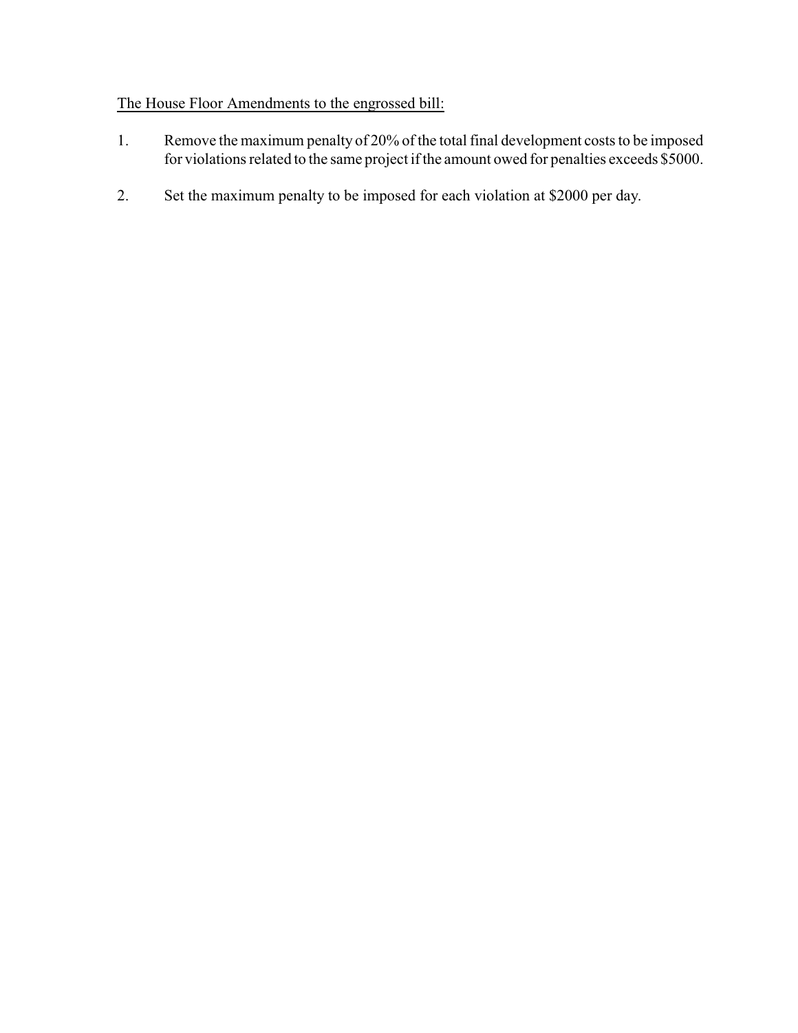<u>The House Floor Amendments to the engrossed bill:</u>

1. Remove the maximum penalty of 20% of the total final development costs to be imposed for violations related to the same project if the amount owed for penalties exceeds $5000.

2. Set the maximum penalty to be imposed for each violation at $2000 per day.